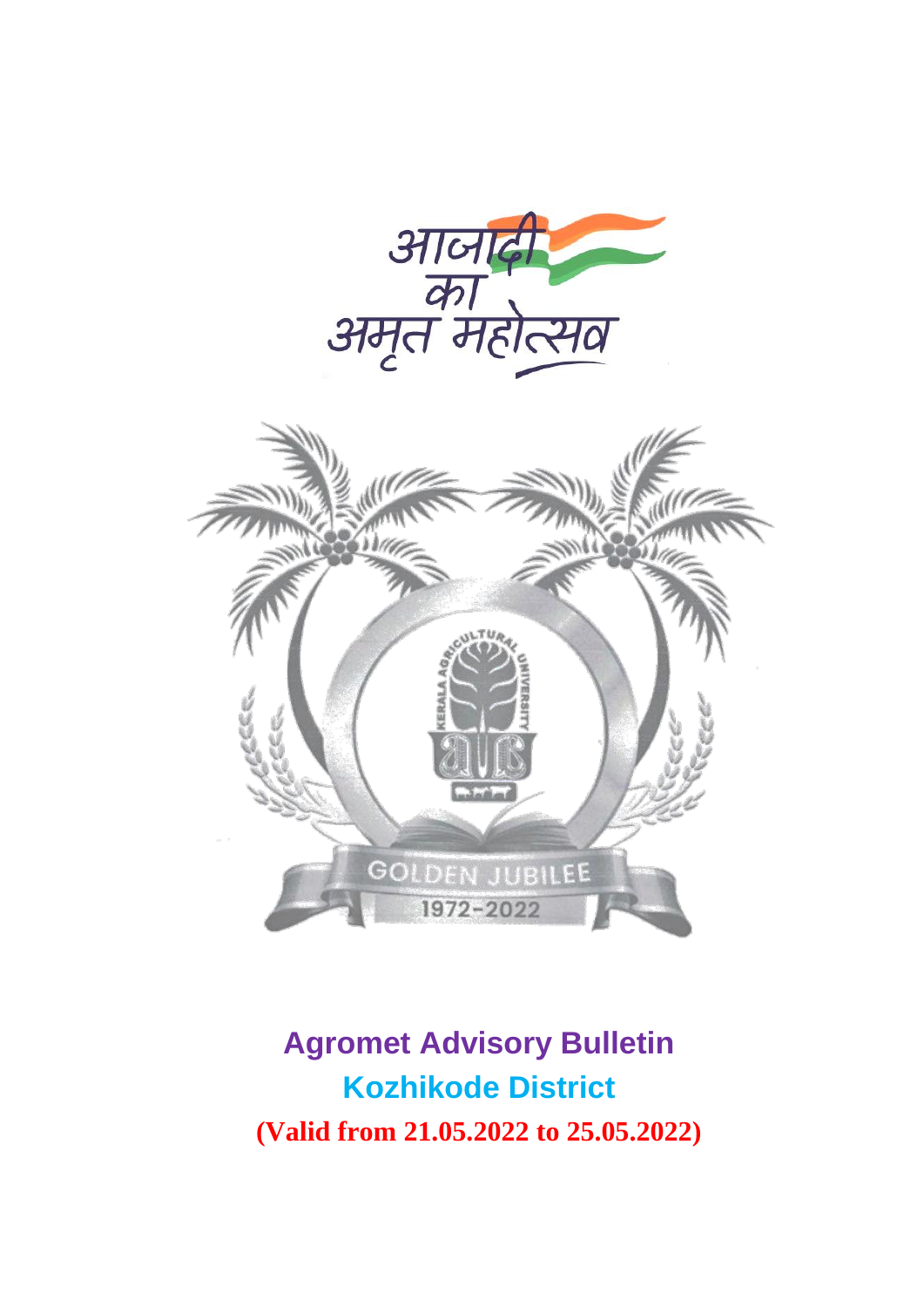आजादी का अमृत महोत्सव

KERALA AGRICULTURAL UNIVERSITY

GOLDEN JUBILEE

1972-2022

# Agromet Advisory Bulletin

## Kozhikode District

**(Valid from 21.05.2022 to 25.05.2022)**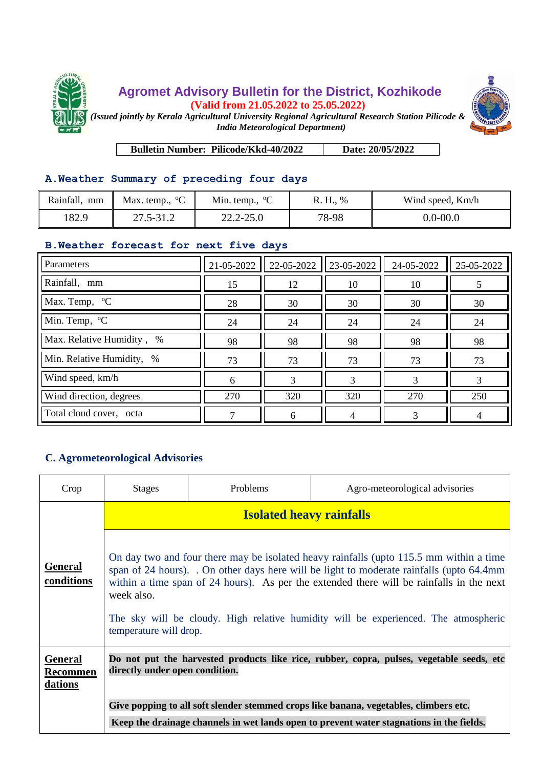# Agromet Advisory Bulletin for the District, Kozhikode

**(Valid from 21.05.2022 to 25.05.2022)**

*(Issued jointly by Kerala Agricultural University Regional Agricultural Research Station Pilicode & India Meteorological Department)*

| Bulletin Number: Pilicode/Kkd-40/2022 | Date: 20/05/2022 |
|---|---|

## A. Weather Summary of preceding four days

| Rainfall, mm | Max. temp., °C | Min. temp., °C | R. H., % | Wind speed, Km/h |
|---|---|---|---|---|
| 182.9 | 27.5-31.2 | 22.2-25.0 | 78-98 | 0.0-00.0 |

## B. Weather forecast for next five days

| Parameters | 21-05-2022 | 22-05-2022 | 23-05-2022 | 24-05-2022 | 25-05-2022 |
|---|---|---|---|---|---|
| Rainfall, mm | 15 | 12 | 10 | 10 | 5 |
| Max. Temp, °C | 28 | 30 | 30 | 30 | 30 |
| Min. Temp, °C | 24 | 24 | 24 | 24 | 24 |
| Max. Relative Humidity, % | 98 | 98 | 98 | 98 | 98 |
| Min. Relative Humidity, % | 73 | 73 | 73 | 73 | 73 |
| Wind speed, km/h | 6 | 3 | 3 | 3 | 3 |
| Wind direction, degrees | 270 | 320 | 320 | 270 | 250 |
| Total cloud cover, octa | 7 | 6 | 4 | 3 | 4 |

## C. Agrometeorological Advisories

| Crop | Stages | Problems | Agro-meteorological advisories |
|---|---|---|---|
| | **Isolated heavy rainfalls** | | |
| **General conditions** | On day two and four there may be isolated heavy rainfalls (upto 115.5 mm within a time span of 24 hours). . On other days here will be light to moderate rainfalls (upto 64.4mm within a time span of 24 hours). As per the extended there will be rainfalls in the next week also.<br><br>The sky will be cloudy. High relative humidity will be experienced. The atmospheric temperature will drop. | | |
| **General Recommendations** | **Do not put the harvested products like rice, rubber, copra, pulses, vegetable seeds, etc directly under open condition.**<br><br>**Give popping to all soft slender stemmed crops like banana, vegetables, climbers etc.**<br><br>**Keep the drainage channels in wet lands open to prevent water stagnations in the fields.** | | |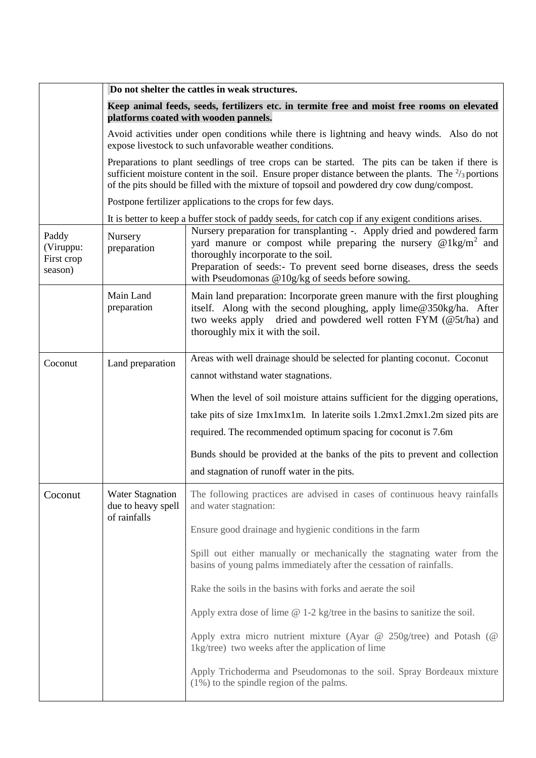| | | |
|---|---|---|
| | **Do not shelter the cattles in weak structures.** <br><br> **Keep animal feeds, seeds, fertilizers etc. in termite free and moist free rooms on elevated platforms coated with wooden pannels.** <br><br> Avoid activities under open conditions while there is lightning and heavy winds. Also do not expose livestock to such unfavorable weather conditions. <br><br> Preparations to plant seedlings of tree crops can be started. The pits can be taken if there is sufficient moisture content in the soil. Ensure proper distance between the plants. The $^{2}/_{3}$ portions of the pits should be filled with the mixture of topsoil and powdered dry cow dung/compost. <br><br> Postpone fertilizer applications to the crops for few days. <br><br> It is better to keep a buffer stock of paddy seeds, for catch cop if any exigent conditions arises. | |
| Paddy (Viruppu: First crop season) | Nursery preparation | Nursery preparation for transplanting -. Apply dried and powdered farm yard manure or compost while preparing the nursery @1kg/m$^2$ and thoroughly incorporate to the soil. <br> Preparation of seeds:- To prevent seed borne diseases, dress the seeds with Pseudomonas @10g/kg of seeds before sowing. |
| | Main Land preparation | Main land preparation: Incorporate green manure with the first ploughing itself. Along with the second ploughing, apply lime@350kg/ha. After two weeks apply dried and powdered well rotten FYM (@5t/ha) and thoroughly mix it with the soil. |
| Coconut | Land preparation | Areas with well drainage should be selected for planting coconut. Coconut cannot withstand water stagnations. <br><br> When the level of soil moisture attains sufficient for the digging operations, take pits of size 1mx1mx1m. In laterite soils 1.2mx1.2mx1.2m sized pits are required. The recommended optimum spacing for coconut is 7.6m <br><br> Bunds should be provided at the banks of the pits to prevent and collection and stagnation of runoff water in the pits. |
| Coconut | Water Stagnation due to heavy spell of rainfalls | The following practices are advised in cases of continuous heavy rainfalls and water stagnation: <br><br> Ensure good drainage and hygienic conditions in the farm <br><br> Spill out either manually or mechanically the stagnating water from the basins of young palms immediately after the cessation of rainfalls. <br><br> Rake the soils in the basins with forks and aerate the soil <br><br> Apply extra dose of lime @ 1-2 kg/tree in the basins to sanitize the soil. <br><br> Apply extra micro nutrient mixture (Ayar @ 250g/tree) and Potash (@ 1kg/tree) two weeks after the application of lime <br><br> Apply Trichoderma and Pseudomonas to the soil. Spray Bordeaux mixture (1%) to the spindle region of the palms. |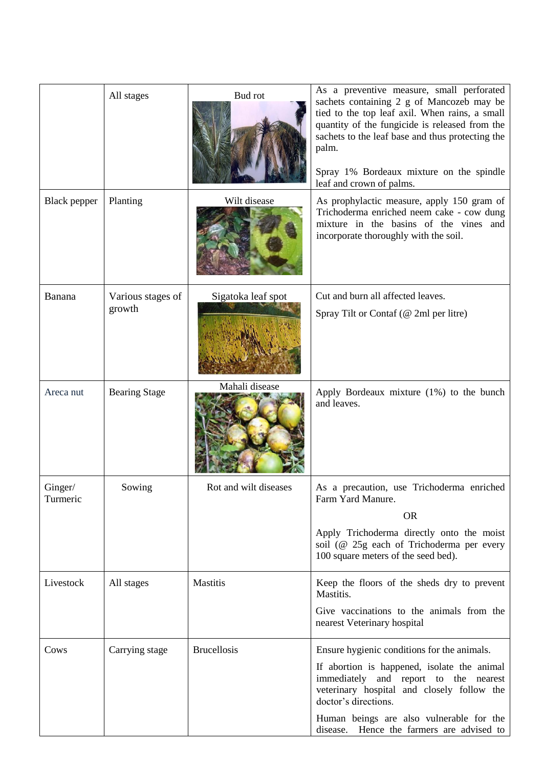| | | | |
|---|---|---|---|
| | All stages | Bud rot | As a preventive measure, small perforated sachets containing 2 g of Mancozeb may be tied to the top leaf axil. When rains, a small quantity of the fungicide is released from the sachets to the leaf base and thus protecting the palm.<br><br>Spray 1% Bordeaux mixture on the spindle leaf and crown of palms. |
| Black pepper | Planting | Wilt disease | As prophylactic measure, apply 150 gram of Trichoderma enriched neem cake - cow dung mixture in the basins of the vines and incorporate thoroughly with the soil. |
| Banana | Various stages of growth | Sigatoka leaf spot | Cut and burn all affected leaves.<br><br>Spray Tilt or Contaf (@ 2ml per litre) |
| Areca nut | Bearing Stage | Mahali disease | Apply Bordeaux mixture (1%) to the bunch and leaves. |
| Ginger/ Turmeric | Sowing | Rot and wilt diseases | As a precaution, use Trichoderma enriched Farm Yard Manure.<br><br>OR<br><br>Apply Trichoderma directly onto the moist soil (@ 25g each of Trichoderma per every 100 square meters of the seed bed). |
| Livestock | All stages | Mastitis | Keep the floors of the sheds dry to prevent Mastitis.<br><br>Give vaccinations to the animals from the nearest Veterinary hospital |
| Cows | Carrying stage | Brucellosis | Ensure hygienic conditions for the animals.<br><br>If abortion is happened, isolate the animal immediately and report to the nearest veterinary hospital and closely follow the doctor's directions.<br><br>Human beings are also vulnerable for the disease. Hence the farmers are advised to |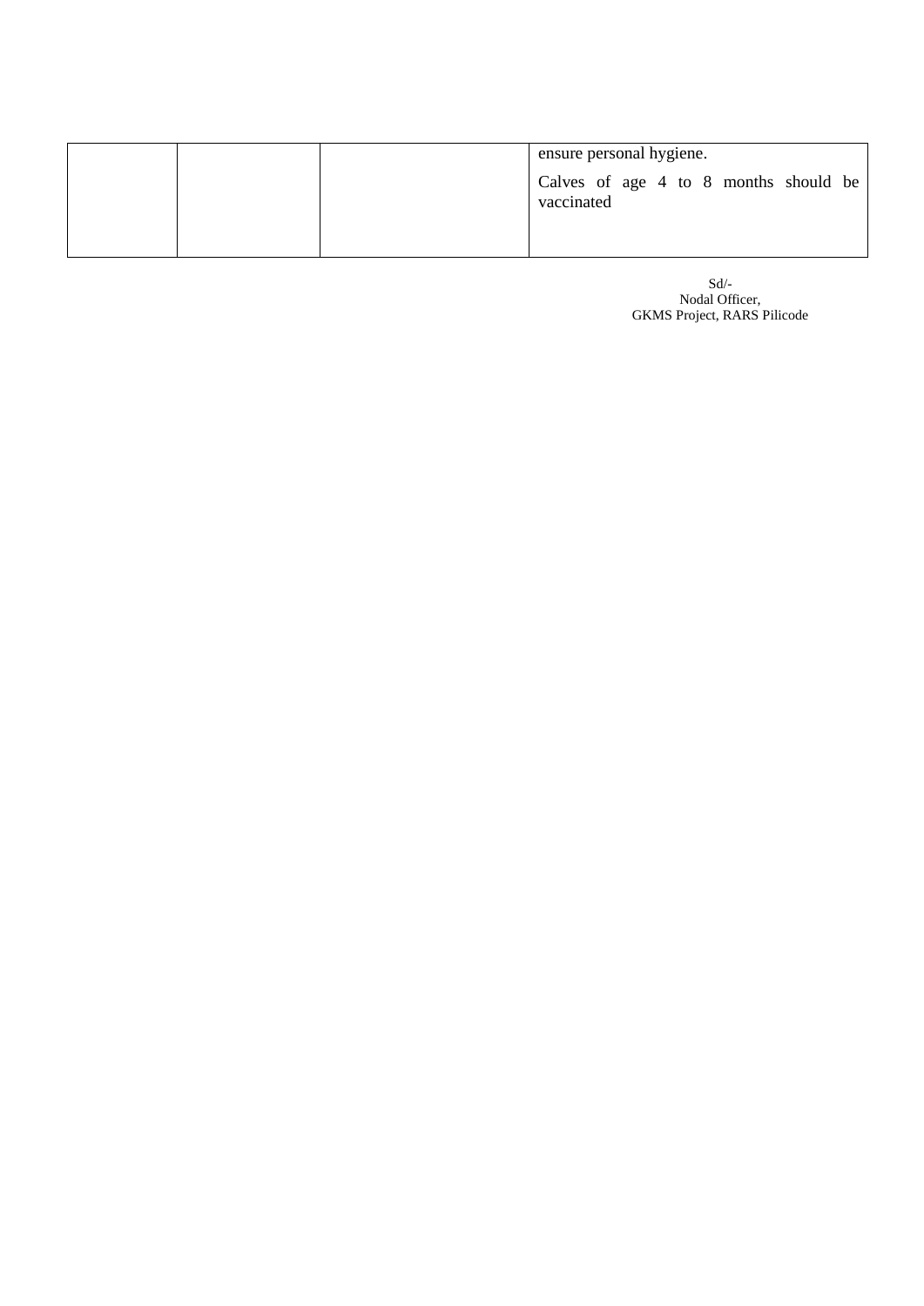| | | | |
|---|---|---|---|
| | | | ensure personal hygiene.<br>Calves of age 4 to 8 months should be vaccinated |

Sd/-
Nodal Officer,
GKMS Project, RARS Pilicode